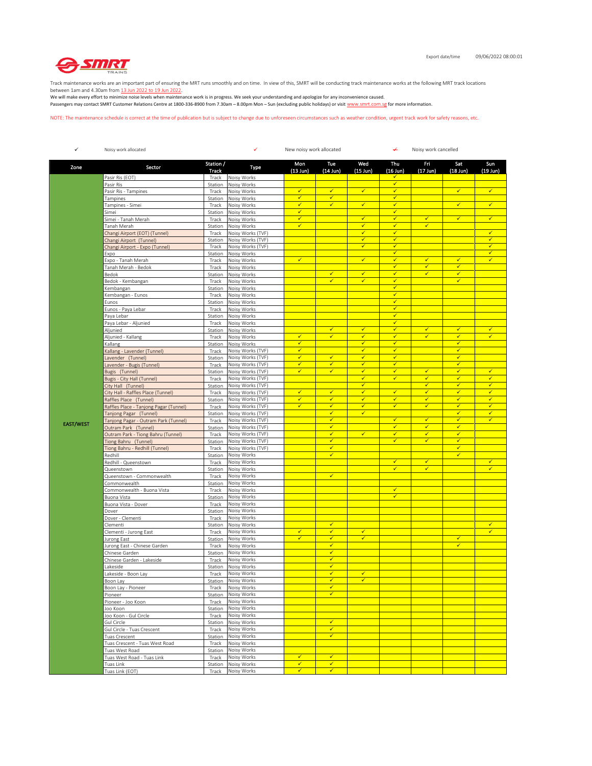Export date/time 09/06/2022 08:00:01

Track maintenance works are an important part of ensuring the MRT runs smoothly and on time. In view of this, SMRT will be conducting track maintenance works at the following MRT track locations between 1am and 4.30am from 13 Jun 2022 to 19 Jun 2022.
We will make every effort to minimize noise levels when maintenance work is in progress. We seek your understanding and apologize for any inconvenience caused.
Passengers may contact SMRT Customer Relations Centre at 1800-336-8900 from 7.30am – 8.00pm Mon – Sun (excluding public holidays) or visit www.smrt.com.sg for more information.

NOTE: The maintenance schedule is correct at the time of publication but is subject to change due to unforeseen circumstances such as weather condition, urgent track work for safety reasons, etc.

✓ Noisy work allocated ✓ New noisy work allocated ✓ Noisy work cancelled

| Zone | Sector | Station / Track | Type | Mon (13 Jun) | Tue (14 Jun) | Wed (15 Jun) | Thu (16 Jun) | Fri (17 Jun) | Sat (18 Jun) | Sun (19 Jun) |
|---|---|---|---|---|---|---|---|---|---|---|
| EAST/WEST | Pasir Ris (EOT) | Track | Noisy Works | | | | ✓ | | | |
| | Pasir Ris | Station | Noisy Works | | | | ✓ | | | |
| | Pasir Ris - Tampines | Track | Noisy Works | ✓ | ✓ | ✓ | ✓ | | ✓ | ✓ |
| | Tampines | Station | Noisy Works | ✓ | ✓ | | ✓ | | | |
| | Tampines - Simei | Track | Noisy Works | ✓ | ✓ | ✓ | ✓ | | ✓ | ✓ |
| | Simei | Station | Noisy Works | ✓ | | | ✓ | | | |
| | Simei - Tanah Merah | Track | Noisy Works | ✓ | | ✓ | ✓ | ✓ | ✓ | ✓ |
| | Tanah Merah | Station | Noisy Works | ✓ | | ✓ | ✓ | ✓ | | |
| | Changi Airport (EOT) (Tunnel) | Track | Noisy Works (TVF) | | | ✓ | ✓ | | | ✓ |
| | Changi Airport (Tunnel) | Station | Noisy Works (TVF) | | | ✓ | ✓ | | | ✓ |
| | Changi Airport - Expo (Tunnel) | Track | Noisy Works (TVF) | | | ✓ | ✓ | | | ✓ |
| | Expo | Station | Noisy Works | | | | ✓ | | | ✓ |
| | Expo - Tanah Merah | Track | Noisy Works | ✓ | | ✓ | ✓ | ✓ | ✓ | ✓ |
| | Tanah Merah - Bedok | Track | Noisy Works | | | | ✓ | ✓ | ✓ | |
| | Bedok | Station | Noisy Works | | ✓ | ✓ | ✓ | ✓ | ✓ | |
| | Bedok - Kembangan | Track | Noisy Works | | ✓ | ✓ | ✓ | | ✓ | |
| | Kembangan | Station | Noisy Works | | | | ✓ | | | |
| | Kembangan - Eunos | Track | Noisy Works | | | | ✓ | | | |
| | Eunos | Station | Noisy Works | | | | ✓ | | | |
| | Eunos - Paya Lebar | Track | Noisy Works | | | | ✓ | | | |
| | Paya Lebar | Station | Noisy Works | | | | ✓ | | | |
| | Paya Lebar - Aljunied | Track | Noisy Works | | | | ✓ | | | |
| | Aljunied | Station | Noisy Works | | ✓ | ✓ | ✓ | ✓ | ✓ | ✓ |
| | Aljunied - Kallang | Track | Noisy Works | ✓ | ✓ | ✓ | ✓ | ✓ | ✓ | ✓ |
| | Kallang | Station | Noisy Works | ✓ | | ✓ | ✓ | | ✓ | |
| | Kallang - Lavender (Tunnel) | Track | Noisy Works (TVF) | ✓ | | ✓ | ✓ | | ✓ | |
| | Lavender (Tunnel) | Station | Noisy Works (TVF) | ✓ | ✓ | ✓ | ✓ | | ✓ | |
| | Lavender - Bugis (Tunnel) | Track | Noisy Works (TVF) | ✓ | ✓ | ✓ | ✓ | | ✓ | |
| | Bugis (Tunnel) | Station | Noisy Works (TVF) | ✓ | ✓ | ✓ | ✓ | ✓ | ✓ | ✓ |
| | Bugis - City Hall (Tunnel) | Track | Noisy Works (TVF) | | | ✓ | ✓ | ✓ | ✓ | ✓ |
| | City Hall (Tunnel) | Station | Noisy Works (TVF) | | | ✓ | | ✓ | ✓ | ✓ |
| | City Hall - Raffles Place (Tunnel) | Track | Noisy Works (TVF) | ✓ | ✓ | ✓ | ✓ | ✓ | ✓ | ✓ |
| | Raffles Place (Tunnel) | Station | Noisy Works (TVF) | ✓ | ✓ | ✓ | ✓ | ✓ | ✓ | ✓ |
| | Raffles Place - Tanjong Pagar (Tunnel) | Track | Noisy Works (TVF) | ✓ | ✓ | ✓ | ✓ | ✓ | ✓ | ✓ |
| | Tanjong Pagar (Tunnel) | Station | Noisy Works (TVF) | | ✓ | ✓ | | | ✓ | ✓ |
| | Tanjong Pagar - Outram Park (Tunnel) | Track | Noisy Works (TVF) | | ✓ | | ✓ | ✓ | ✓ | ✓ |
| | Outram Park (Tunnel) | Station | Noisy Works (TVF) | | ✓ | | ✓ | ✓ | ✓ | |
| | Outram Park - Tiong Bahru (Tunnel) | Track | Noisy Works (TVF) | | ✓ | ✓ | ✓ | ✓ | ✓ | |
| | Tiong Bahru (Tunnel) | Station | Noisy Works (TVF) | | ✓ | | ✓ | ✓ | ✓ | |
| | Tiong Bahru - Redhill (Tunnel) | Track | Noisy Works (TVF) | | ✓ | | | | ✓ | |
| | Redhill | Station | Noisy Works | | ✓ | | | | ✓ | |
| | Redhill - Queenstown | Track | Noisy Works | | | | ✓ | ✓ | | ✓ |
| | Queenstown | Station | Noisy Works | | | | ✓ | ✓ | | ✓ |
| | Queenstown - Commonwealth | Track | Noisy Works | | ✓ | | | | | |
| | Commonwealth | Station | Noisy Works | | | | | | | |
| | Commonwealth - Buona Vista | Track | Noisy Works | | | | ✓ | | | |
| | Buona Vista | Station | Noisy Works | | | | ✓ | | | |
| | Buona Vista - Dover | Track | Noisy Works | | | | | | | |
| | Dover | Station | Noisy Works | | | | | | | |
| | Dover - Clementi | Track | Noisy Works | | | | | | | |
| | Clementi | Station | Noisy Works | | ✓ | | | | | ✓ |
| | Clementi - Jurong East | Track | Noisy Works | ✓ | ✓ | ✓ | | | | ✓ |
| | Jurong East | Station | Noisy Works | ✓ | ✓ | ✓ | | | ✓ | |
| | Jurong East - Chinese Garden | Track | Noisy Works | | ✓ | | | | ✓ | |
| | Chinese Garden | Station | Noisy Works | | ✓ | | | | | |
| | Chinese Garden - Lakeside | Track | Noisy Works | | ✓ | | | | | |
| | Lakeside | Station | Noisy Works | | ✓ | | | | | |
| | Lakeside - Boon Lay | Track | Noisy Works | | ✓ | ✓ | | | | |
| | Boon Lay | Station | Noisy Works | | ✓ | ✓ | | | | |
| | Boon Lay - Pioneer | Track | Noisy Works | | ✓ | | | | | |
| | Pioneer | Station | Noisy Works | | ✓ | | | | | |
| | Pioneer - Joo Koon | Track | Noisy Works | | | | | | | |
| | Joo Koon | Station | Noisy Works | | | | | | | |
| | Joo Koon - Gul Circle | Track | Noisy Works | | | | | | | |
| | Gul Circle | Station | Noisy Works | | ✓ | | | | | |
| | Gul Circle - Tuas Crescent | Track | Noisy Works | | ✓ | | | | | |
| | Tuas Crescent | Station | Noisy Works | | ✓ | | | | | |
| | Tuas Crescent - Tuas West Road | Track | Noisy Works | | | | | | | |
| | Tuas West Road | Station | Noisy Works | | | | | | | |
| | Tuas West Road - Tuas Link | Track | Noisy Works | ✓ | ✓ | | | | | |
| | Tuas Link | Station | Noisy Works | ✓ | ✓ | | | | | |
| | Tuas Link (EOT) | Track | Noisy Works | ✓ | ✓ | | | | | |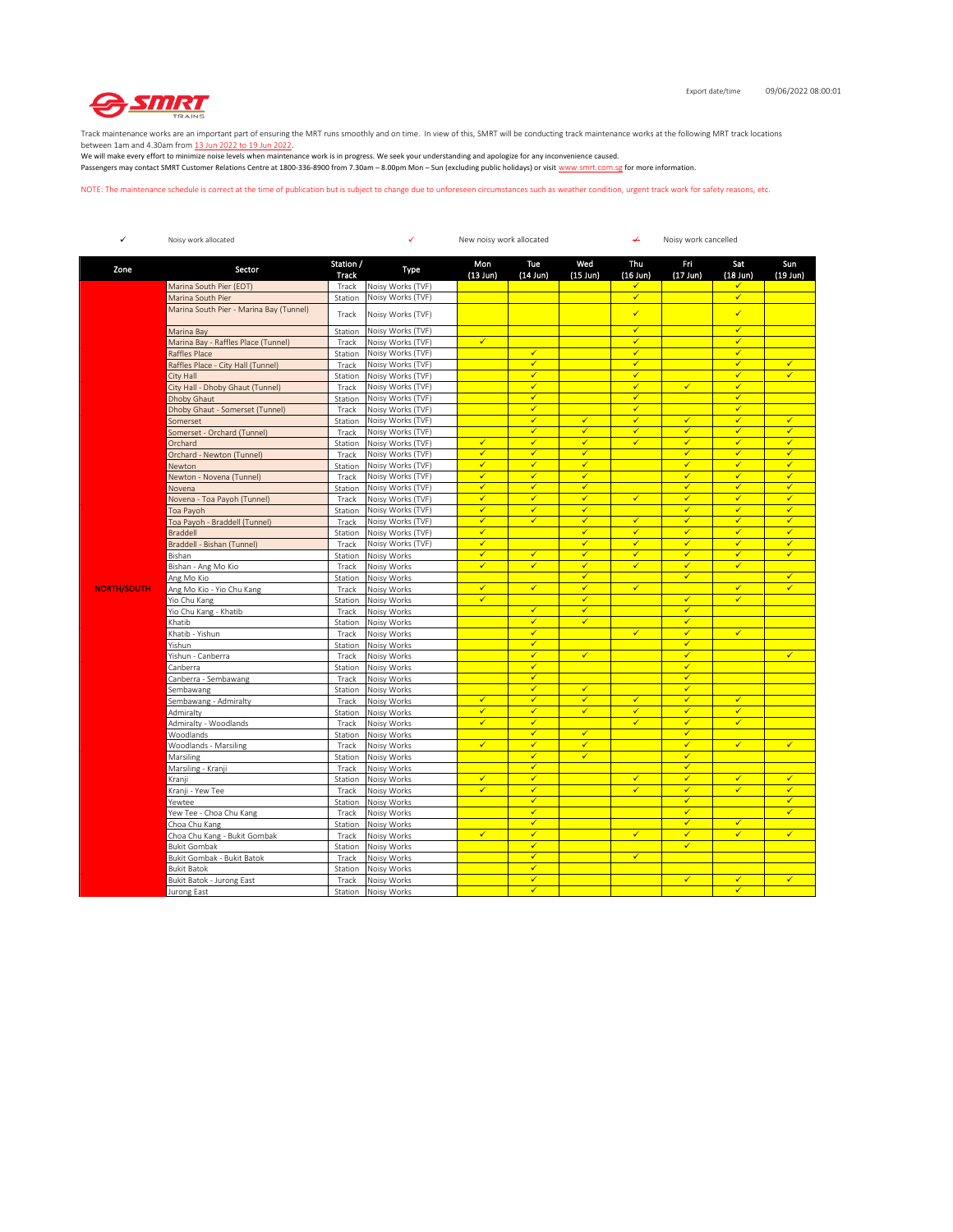Export date/time 09/06/2022 08:00:01

Track maintenance works are an important part of ensuring the MRT runs smoothly and on time. In view of this, SMRT will be conducting track maintenance works at the following MRT track locations between 1am and 4.30am from 13 Jun 2022 to 19 Jun 2022.
We will make every effort to minimize noise levels when maintenance work is in progress. We seek your understanding and apologize for any inconvenience caused.
Passengers may contact SMRT Customer Relations Centre at 1800-336-8900 from 7.30am – 8.00pm Mon – Sun (excluding public holidays) or visit www.smrt.com.sg for more information.

NOTE: The maintenance schedule is correct at the time of publication but is subject to change due to unforeseen circumstances such as weather condition, urgent track work for safety reasons, etc.

✓ Noisy work allocated ✓ New noisy work allocated ✓ Noisy work cancelled

| Zone | Sector | Station / Track | Type | Mon (13 Jun) | Tue (14 Jun) | Wed (15 Jun) | Thu (16 Jun) | Fri (17 Jun) | Sat (18 Jun) | Sun (19 Jun) |
|---|---|---|---|---|---|---|---|---|---|---|
| NORTH/SOUTH | Marina South Pier (EOT) | Track | Noisy Works (TVF) | | | | ✓ | | ✓ | |
| | Marina South Pier | Station | Noisy Works (TVF) | | | | ✓ | | ✓ | |
| | Marina South Pier - Marina Bay (Tunnel) | Track | Noisy Works (TVF) | | | | ✓ | | ✓ | |
| | Marina Bay | Station | Noisy Works (TVF) | | | | ✓ | | ✓ | |
| | Marina Bay - Raffles Place (Tunnel) | Track | Noisy Works (TVF) | ✓ | | | ✓ | | ✓ | |
| | Raffles Place | Station | Noisy Works (TVF) | | ✓ | | ✓ | | ✓ | |
| | Raffles Place - City Hall (Tunnel) | Track | Noisy Works (TVF) | | ✓ | | ✓ | | ✓ | ✓ |
| | City Hall | Station | Noisy Works (TVF) | | ✓ | | ✓ | | ✓ | ✓ |
| | City Hall - Dhoby Ghaut (Tunnel) | Track | Noisy Works (TVF) | | ✓ | | ✓ | ✓ | ✓ | |
| | Dhoby Ghaut | Station | Noisy Works (TVF) | | ✓ | | ✓ | | ✓ | |
| | Dhoby Ghaut - Somerset (Tunnel) | Track | Noisy Works (TVF) | | ✓ | | ✓ | | ✓ | |
| | Somerset | Station | Noisy Works (TVF) | | ✓ | ✓ | ✓ | ✓ | ✓ | ✓ |
| | Somerset - Orchard (Tunnel) | Track | Noisy Works (TVF) | | ✓ | ✓ | ✓ | ✓ | ✓ | ✓ |
| | Orchard | Station | Noisy Works (TVF) | ✓ | ✓ | ✓ | ✓ | ✓ | ✓ | ✓ |
| | Orchard - Newton (Tunnel) | Track | Noisy Works (TVF) | ✓ | ✓ | ✓ | | ✓ | ✓ | ✓ |
| | Newton | Station | Noisy Works (TVF) | ✓ | ✓ | ✓ | | ✓ | ✓ | ✓ |
| | Newton - Novena (Tunnel) | Track | Noisy Works (TVF) | ✓ | ✓ | ✓ | | ✓ | ✓ | ✓ |
| | Novena | Station | Noisy Works (TVF) | ✓ | ✓ | ✓ | | ✓ | ✓ | ✓ |
| | Novena - Toa Payoh (Tunnel) | Track | Noisy Works (TVF) | ✓ | ✓ | ✓ | ✓ | ✓ | ✓ | ✓ |
| | Toa Payoh | Station | Noisy Works (TVF) | ✓ | ✓ | ✓ | | ✓ | ✓ | ✓ |
| | Toa Payoh - Braddell (Tunnel) | Track | Noisy Works (TVF) | ✓ | ✓ | ✓ | ✓ | ✓ | ✓ | ✓ |
| | Braddell | Station | Noisy Works (TVF) | ✓ | | ✓ | ✓ | ✓ | ✓ | ✓ |
| | Braddell - Bishan (Tunnel) | Track | Noisy Works (TVF) | ✓ | | ✓ | ✓ | ✓ | ✓ | ✓ |
| | Bishan | Station | Noisy Works | ✓ | ✓ | ✓ | ✓ | ✓ | ✓ | ✓ |
| | Bishan - Ang Mo Kio | Track | Noisy Works | ✓ | ✓ | ✓ | ✓ | ✓ | ✓ | |
| | Ang Mo Kio | Station | Noisy Works | | | ✓ | | ✓ | | ✓ |
| | Ang Mo Kio - Yio Chu Kang | Track | Noisy Works | ✓ | ✓ | ✓ | ✓ | | ✓ | ✓ |
| | Yio Chu Kang | Station | Noisy Works | ✓ | | ✓ | | ✓ | ✓ | |
| | Yio Chu Kang - Khatib | Track | Noisy Works | | ✓ | ✓ | | ✓ | | |
| | Khatib | Station | Noisy Works | | ✓ | ✓ | | ✓ | | |
| | Khatib - Yishun | Track | Noisy Works | | ✓ | | ✓ | ✓ | ✓ | |
| | Yishun | Station | Noisy Works | | ✓ | | | ✓ | | |
| | Yishun - Canberra | Track | Noisy Works | | ✓ | ✓ | | ✓ | | ✓ |
| | Canberra | Station | Noisy Works | | ✓ | | | ✓ | | |
| | Canberra - Sembawang | Track | Noisy Works | | ✓ | | | ✓ | | |
| | Sembawang | Station | Noisy Works | | ✓ | ✓ | | ✓ | | |
| | Sembawang - Admiralty | Track | Noisy Works | ✓ | ✓ | ✓ | ✓ | ✓ | ✓ | |
| | Admiralty | Station | Noisy Works | ✓ | ✓ | ✓ | ✓ | ✓ | ✓ | |
| | Admiralty - Woodlands | Track | Noisy Works | ✓ | ✓ | | ✓ | ✓ | ✓ | |
| | Woodlands | Station | Noisy Works | | ✓ | ✓ | | ✓ | | |
| | Woodlands - Marsiling | Track | Noisy Works | ✓ | ✓ | ✓ | | ✓ | ✓ | ✓ |
| | Marsiling | Station | Noisy Works | | ✓ | ✓ | | ✓ | | |
| | Marsiling - Kranji | Track | Noisy Works | | ✓ | | | ✓ | | |
| | Kranji | Station | Noisy Works | ✓ | ✓ | | ✓ | ✓ | ✓ | ✓ |
| | Kranji - Yew Tee | Track | Noisy Works | ✓ | ✓ | | ✓ | ✓ | ✓ | ✓ |
| | Yewtee | Station | Noisy Works | | ✓ | | | ✓ | | ✓ |
| | Yew Tee - Choa Chu Kang | Track | Noisy Works | | ✓ | | | ✓ | | ✓ |
| | Choa Chu Kang | Station | Noisy Works | | ✓ | | | ✓ | ✓ | |
| | Choa Chu Kang - Bukit Gombak | Track | Noisy Works | ✓ | ✓ | | ✓ | ✓ | ✓ | ✓ |
| | Bukit Gombak | Station | Noisy Works | | ✓ | | | ✓ | | |
| | Bukit Gombak - Bukit Batok | Track | Noisy Works | | ✓ | | ✓ | | | |
| | Bukit Batok | Station | Noisy Works | | ✓ | | | | | |
| | Bukit Batok - Jurong East | Track | Noisy Works | | ✓ | | | ✓ | ✓ | ✓ |
| | Jurong East | Station | Noisy Works | | ✓ | | | | ✓ | |